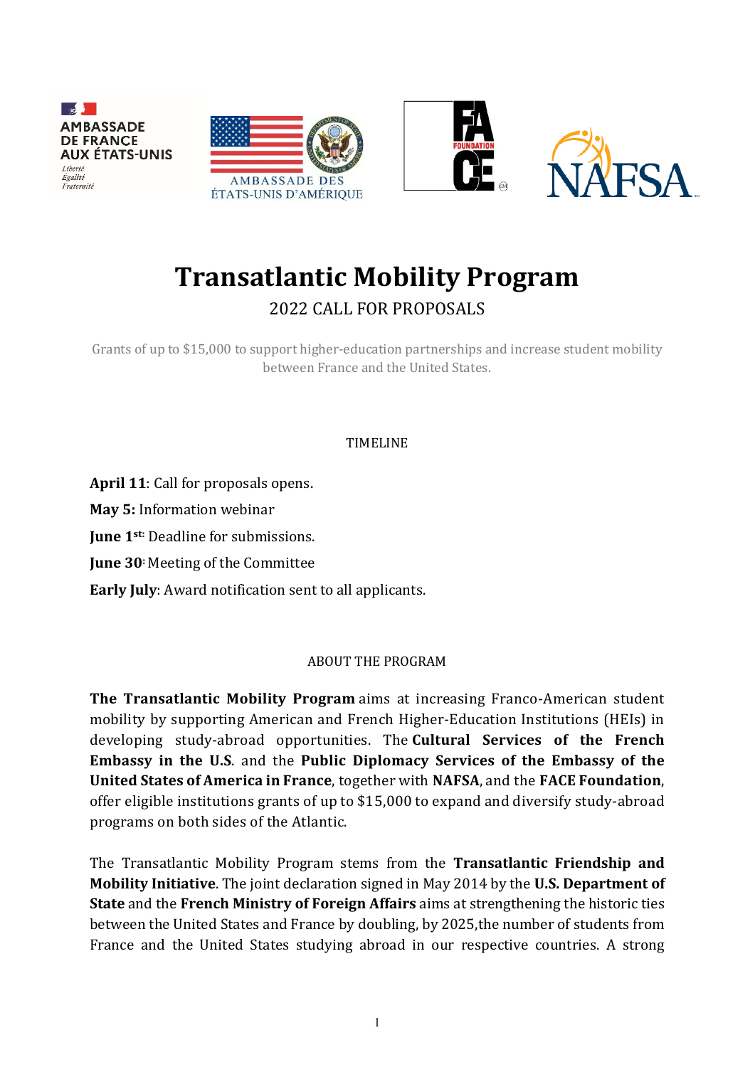AMBASSADE DE FRANCE AUX ÉTATS-UNIS

Liberté
Égalité
Fraternité

AMBASSADE DES ÉTATS-UNIS D'AMÉRIQUE

FACE FOUNDATION

NAFSA

# Transatlantic Mobility Program

## 2022 CALL FOR PROPOSALS

Grants of up to $15,000 to support higher-education partnerships and increase student mobility between France and the United States.

### TIMELINE

**April 11**: Call for proposals opens.

**May 5:** Information webinar

**June 1st:** Deadline for submissions.

**June 30**: Meeting of the Committee

**Early July**: Award notification sent to all applicants.

### ABOUT THE PROGRAM

**The Transatlantic Mobility Program** aims at increasing Franco-American student mobility by supporting American and French Higher-Education Institutions (HEIs) in developing study-abroad opportunities. The **Cultural Services of the French Embassy in the U.S**. and the **Public Diplomacy Services of the Embassy of the United States of America in France**, together with **NAFSA**, and the **FACE Foundation**, offer eligible institutions grants of up to $15,000 to expand and diversify study-abroad programs on both sides of the Atlantic.

The Transatlantic Mobility Program stems from the **Transatlantic Friendship and Mobility Initiative**. The joint declaration signed in May 2014 by the **U.S. Department of State** and the **French Ministry of Foreign Affairs** aims at strengthening the historic ties between the United States and France by doubling, by 2025,the number of students from France and the United States studying abroad in our respective countries. A strong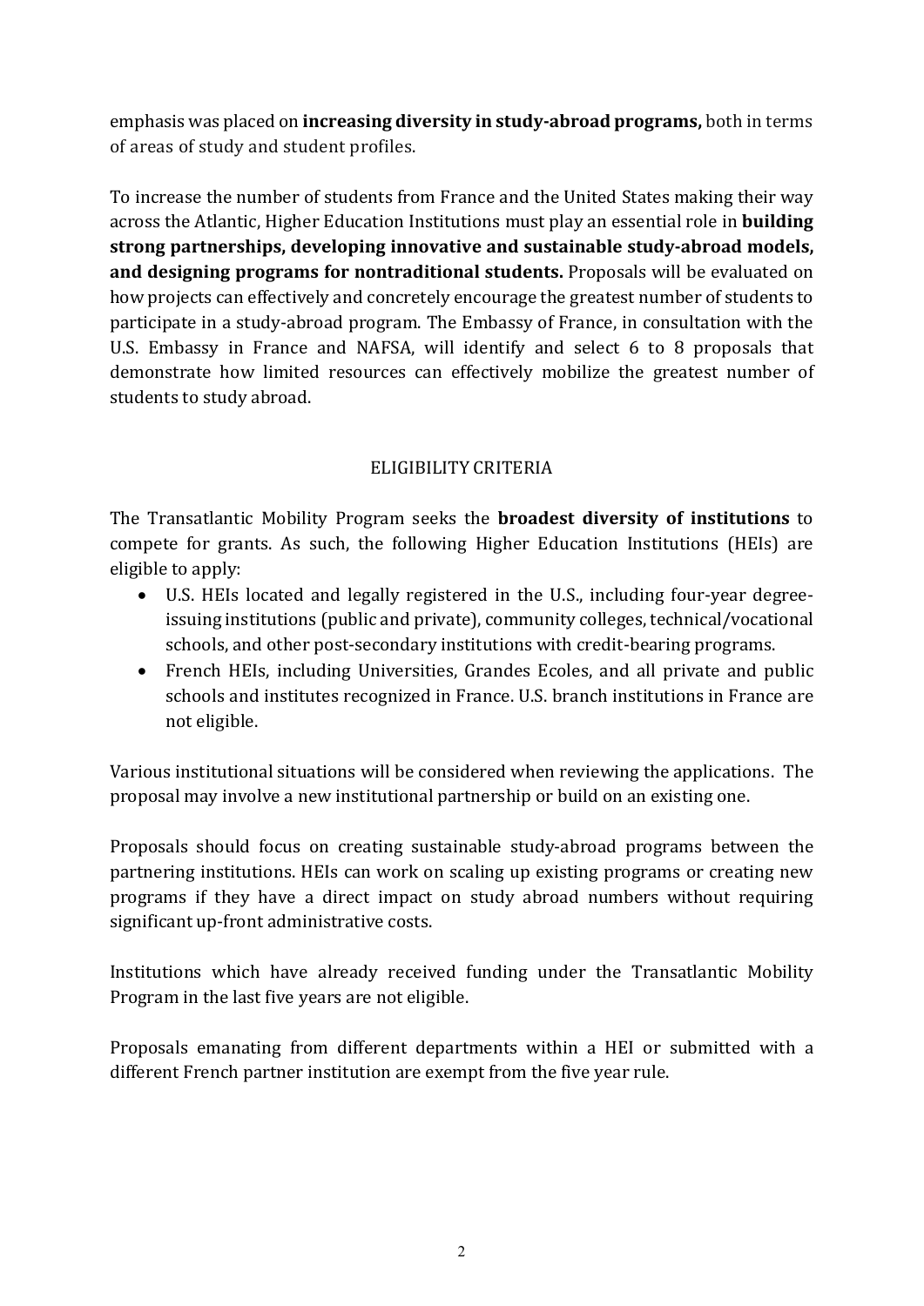emphasis was placed on **increasing diversity in study-abroad programs,** both in terms of areas of study and student profiles.

To increase the number of students from France and the United States making their way across the Atlantic, Higher Education Institutions must play an essential role in **building strong partnerships, developing innovative and sustainable study-abroad models, and designing programs for nontraditional students.** Proposals will be evaluated on how projects can effectively and concretely encourage the greatest number of students to participate in a study-abroad program. The Embassy of France, in consultation with the U.S. Embassy in France and NAFSA, will identify and select 6 to 8 proposals that demonstrate how limited resources can effectively mobilize the greatest number of students to study abroad.

## ELIGIBILITY CRITERIA

The Transatlantic Mobility Program seeks the **broadest diversity of institutions** to compete for grants. As such, the following Higher Education Institutions (HEIs) are eligible to apply:

- U.S. HEIs located and legally registered in the U.S., including four-year degree-issuing institutions (public and private), community colleges, technical/vocational schools, and other post-secondary institutions with credit-bearing programs.
- French HEIs, including Universities, Grandes Ecoles, and all private and public schools and institutes recognized in France. U.S. branch institutions in France are not eligible.

Various institutional situations will be considered when reviewing the applications. The proposal may involve a new institutional partnership or build on an existing one.

Proposals should focus on creating sustainable study-abroad programs between the partnering institutions. HEIs can work on scaling up existing programs or creating new programs if they have a direct impact on study abroad numbers without requiring significant up-front administrative costs.

Institutions which have already received funding under the Transatlantic Mobility Program in the last five years are not eligible.

Proposals emanating from different departments within a HEI or submitted with a different French partner institution are exempt from the five year rule.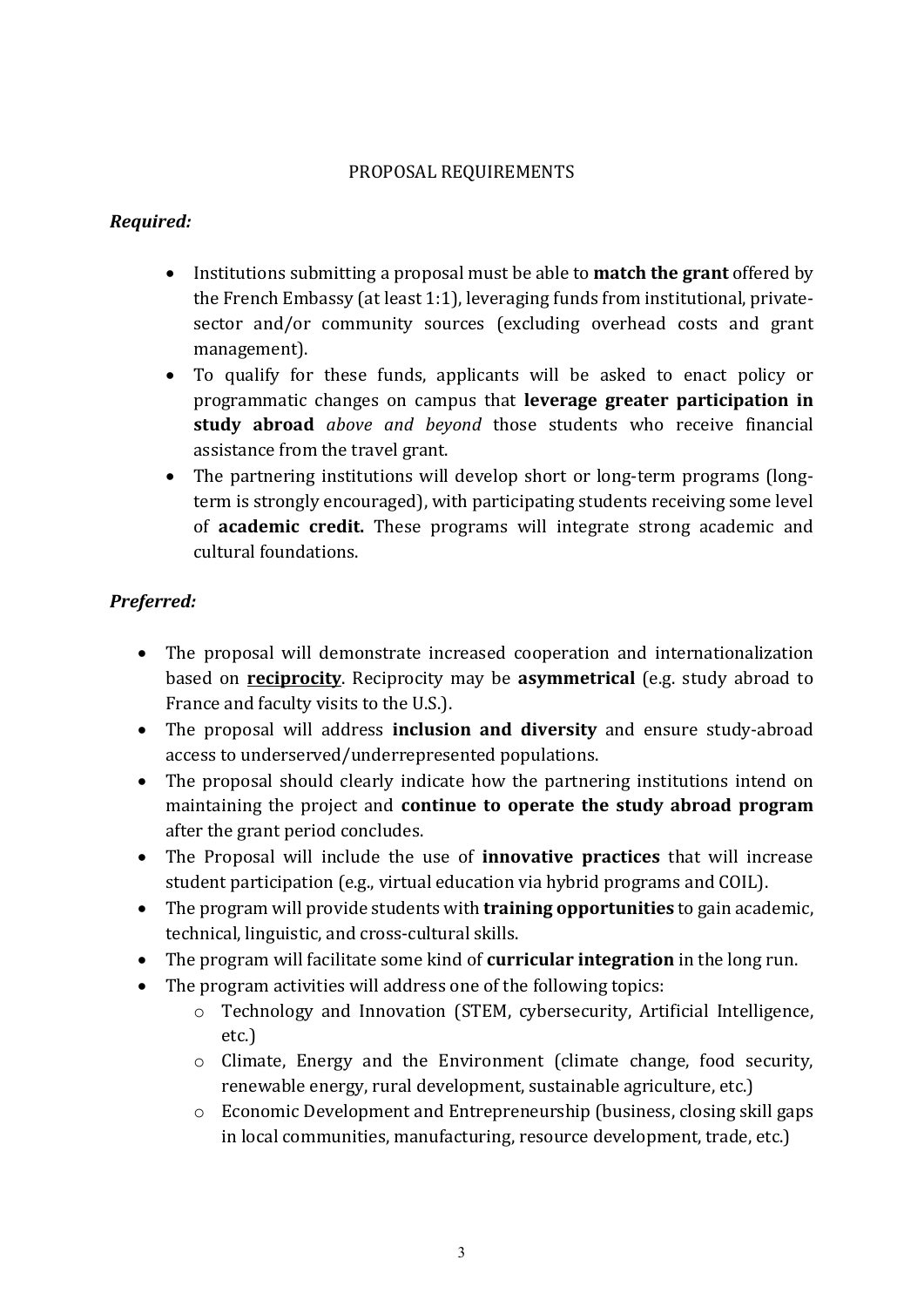## PROPOSAL REQUIREMENTS

***Required:***

- Institutions submitting a proposal must be able to **match the grant** offered by the French Embassy (at least 1:1), leveraging funds from institutional, private-sector and/or community sources (excluding overhead costs and grant management).
- To qualify for these funds, applicants will be asked to enact policy or programmatic changes on campus that **leverage greater participation in study abroad** *above and beyond* those students who receive financial assistance from the travel grant.
- The partnering institutions will develop short or long-term programs (long-term is strongly encouraged), with participating students receiving some level of **academic credit.** These programs will integrate strong academic and cultural foundations.

***Preferred:***

- The proposal will demonstrate increased cooperation and internationalization based on <u>**reciprocity**</u>. Reciprocity may be **asymmetrical** (e.g. study abroad to France and faculty visits to the U.S.).
- The proposal will address **inclusion and diversity** and ensure study-abroad access to underserved/underrepresented populations.
- The proposal should clearly indicate how the partnering institutions intend on maintaining the project and **continue to operate the study abroad program** after the grant period concludes.
- The Proposal will include the use of **innovative practices** that will increase student participation (e.g., virtual education via hybrid programs and COIL).
- The program will provide students with **training opportunities** to gain academic, technical, linguistic, and cross-cultural skills.
- The program will facilitate some kind of **curricular integration** in the long run.
- The program activities will address one of the following topics:
  - Technology and Innovation (STEM, cybersecurity, Artificial Intelligence, etc.)
  - Climate, Energy and the Environment (climate change, food security, renewable energy, rural development, sustainable agriculture, etc.)
  - Economic Development and Entrepreneurship (business, closing skill gaps in local communities, manufacturing, resource development, trade, etc.)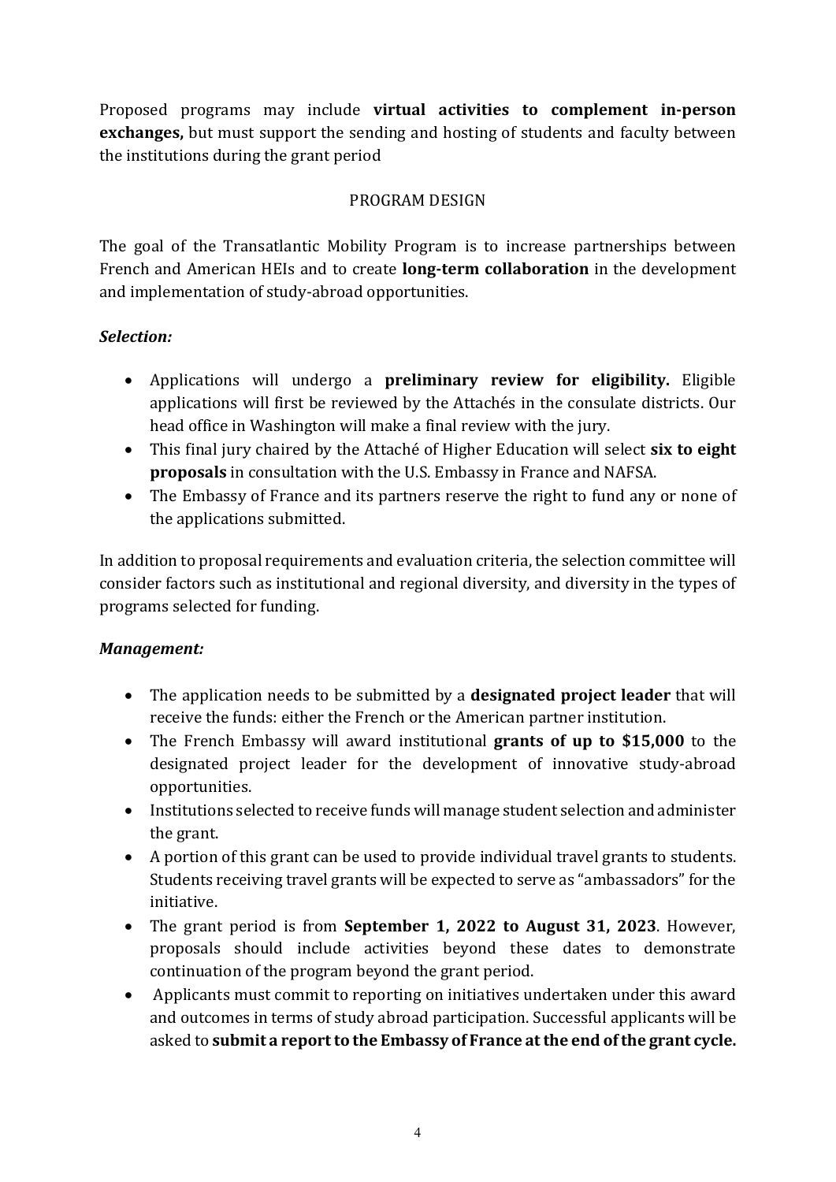Proposed programs may include **virtual activities to complement in-person exchanges,** but must support the sending and hosting of students and faculty between the institutions during the grant period

## PROGRAM DESIGN

The goal of the Transatlantic Mobility Program is to increase partnerships between French and American HEIs and to create **long-term collaboration** in the development and implementation of study-abroad opportunities.

***Selection:***

- Applications will undergo a **preliminary review for eligibility.** Eligible applications will first be reviewed by the Attachés in the consulate districts. Our head office in Washington will make a final review with the jury.
- This final jury chaired by the Attaché of Higher Education will select **six to eight proposals** in consultation with the U.S. Embassy in France and NAFSA.
- The Embassy of France and its partners reserve the right to fund any or none of the applications submitted.

In addition to proposal requirements and evaluation criteria, the selection committee will consider factors such as institutional and regional diversity, and diversity in the types of programs selected for funding.

***Management:***

- The application needs to be submitted by a **designated project leader** that will receive the funds: either the French or the American partner institution.
- The French Embassy will award institutional **grants of up to $15,000** to the designated project leader for the development of innovative study-abroad opportunities.
- Institutions selected to receive funds will manage student selection and administer the grant.
- A portion of this grant can be used to provide individual travel grants to students. Students receiving travel grants will be expected to serve as "ambassadors" for the initiative.
- The grant period is from **September 1, 2022 to August 31, 2023**. However, proposals should include activities beyond these dates to demonstrate continuation of the program beyond the grant period.
- Applicants must commit to reporting on initiatives undertaken under this award and outcomes in terms of study abroad participation. Successful applicants will be asked to **submit a report to the Embassy of France at the end of the grant cycle.**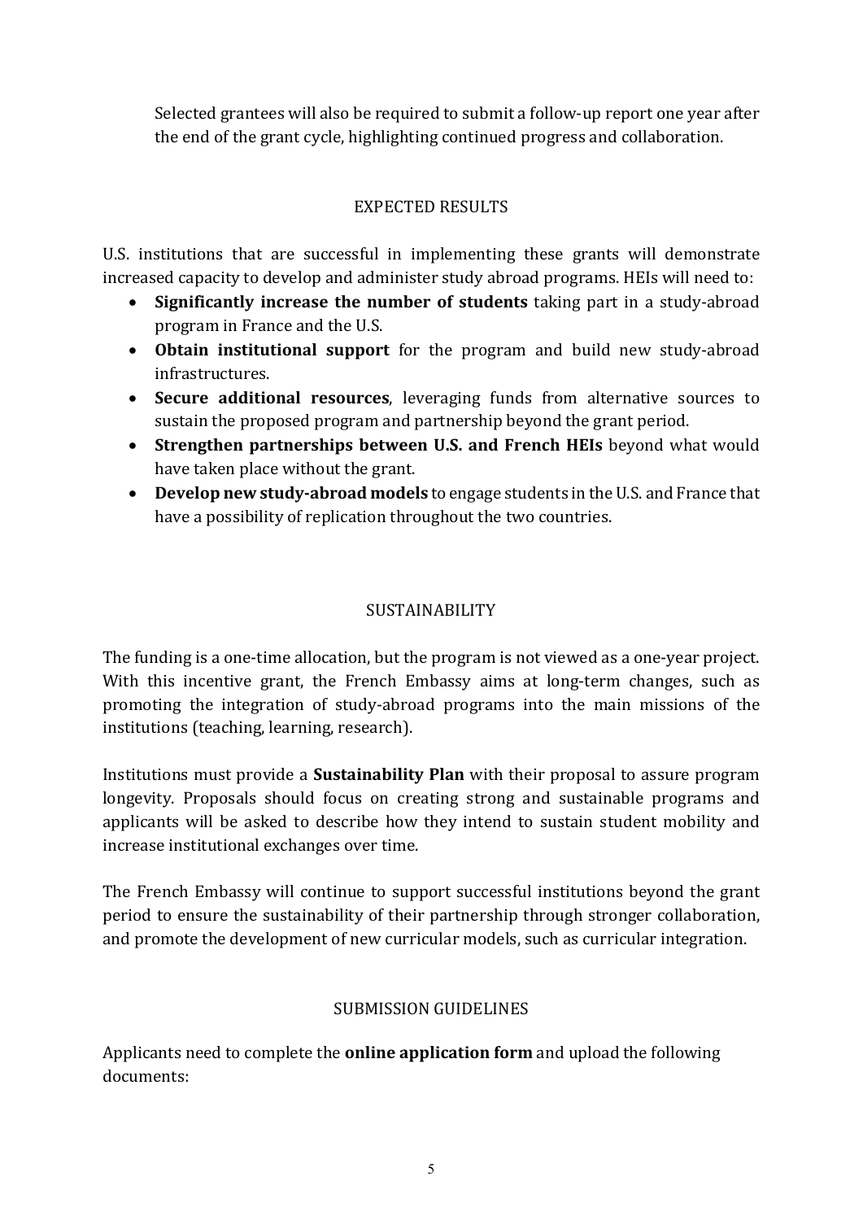Selected grantees will also be required to submit a follow-up report one year after the end of the grant cycle, highlighting continued progress and collaboration.

## EXPECTED RESULTS

U.S. institutions that are successful in implementing these grants will demonstrate increased capacity to develop and administer study abroad programs. HEIs will need to:

- **Significantly increase the number of students** taking part in a study-abroad program in France and the U.S.
- **Obtain institutional support** for the program and build new study-abroad infrastructures.
- **Secure additional resources**, leveraging funds from alternative sources to sustain the proposed program and partnership beyond the grant period.
- **Strengthen partnerships between U.S. and French HEIs** beyond what would have taken place without the grant.
- **Develop new study-abroad models** to engage students in the U.S. and France that have a possibility of replication throughout the two countries.

## SUSTAINABILITY

The funding is a one-time allocation, but the program is not viewed as a one-year project. With this incentive grant, the French Embassy aims at long-term changes, such as promoting the integration of study-abroad programs into the main missions of the institutions (teaching, learning, research).

Institutions must provide a **Sustainability Plan** with their proposal to assure program longevity. Proposals should focus on creating strong and sustainable programs and applicants will be asked to describe how they intend to sustain student mobility and increase institutional exchanges over time.

The French Embassy will continue to support successful institutions beyond the grant period to ensure the sustainability of their partnership through stronger collaboration, and promote the development of new curricular models, such as curricular integration.

## SUBMISSION GUIDELINES

Applicants need to complete the **online application form** and upload the following documents: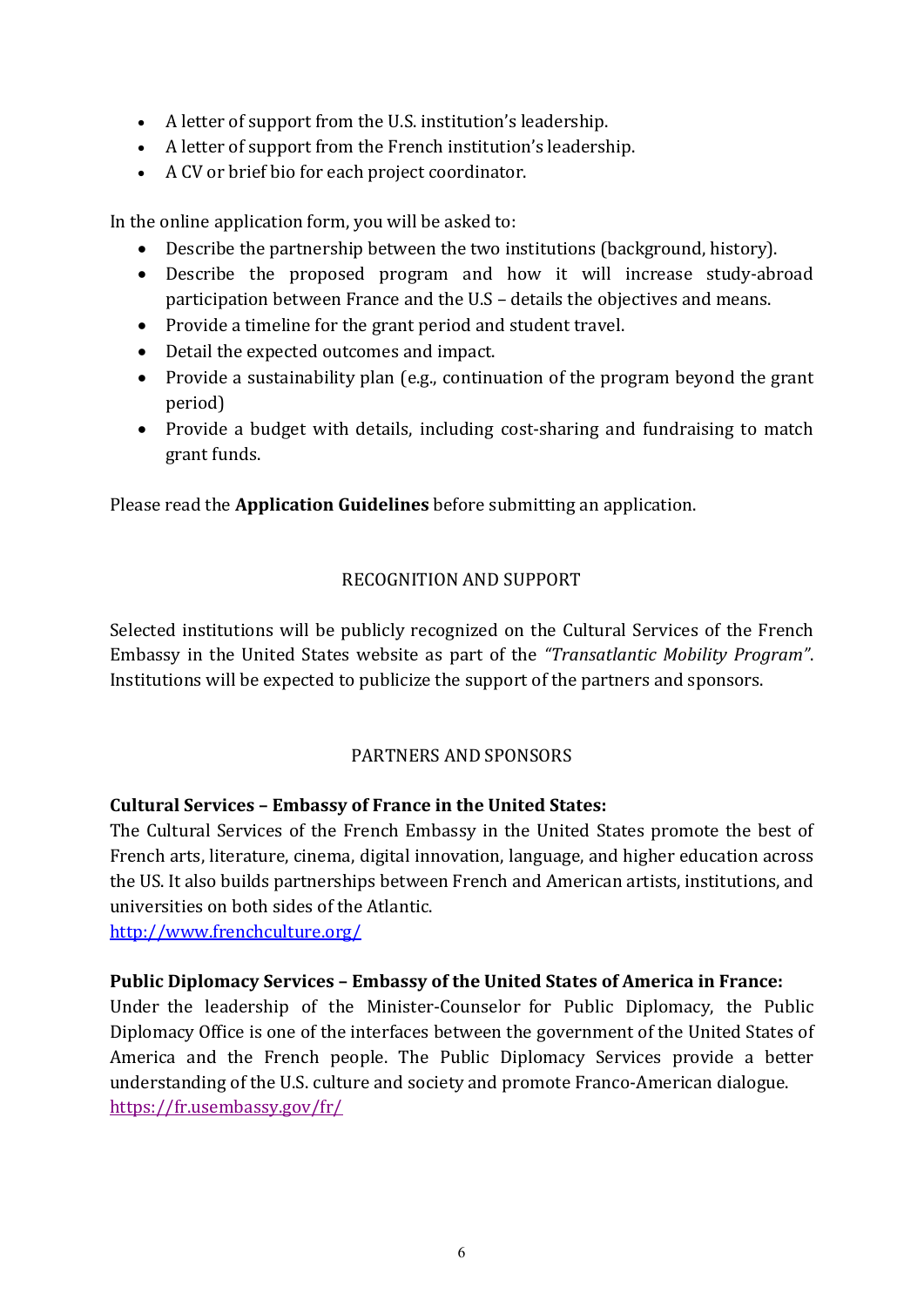- A letter of support from the U.S. institution's leadership.
- A letter of support from the French institution's leadership.
- A CV or brief bio for each project coordinator.

In the online application form, you will be asked to:

- Describe the partnership between the two institutions (background, history).
- Describe the proposed program and how it will increase study-abroad participation between France and the U.S – details the objectives and means.
- Provide a timeline for the grant period and student travel.
- Detail the expected outcomes and impact.
- Provide a sustainability plan (e.g., continuation of the program beyond the grant period)
- Provide a budget with details, including cost-sharing and fundraising to match grant funds.

Please read the **Application Guidelines** before submitting an application.

## RECOGNITION AND SUPPORT

Selected institutions will be publicly recognized on the Cultural Services of the French Embassy in the United States website as part of the *"Transatlantic Mobility Program"*. Institutions will be expected to publicize the support of the partners and sponsors.

## PARTNERS AND SPONSORS

**Cultural Services – Embassy of France in the United States:**
The Cultural Services of the French Embassy in the United States promote the best of French arts, literature, cinema, digital innovation, language, and higher education across the US. It also builds partnerships between French and American artists, institutions, and universities on both sides of the Atlantic.
[http://www.frenchculture.org/](http://www.frenchculture.org/)

**Public Diplomacy Services – Embassy of the United States of America in France:**
Under the leadership of the Minister-Counselor for Public Diplomacy, the Public Diplomacy Office is one of the interfaces between the government of the United States of America and the French people. The Public Diplomacy Services provide a better understanding of the U.S. culture and society and promote Franco-American dialogue.
[https://fr.usembassy.gov/fr/](https://fr.usembassy.gov/fr/)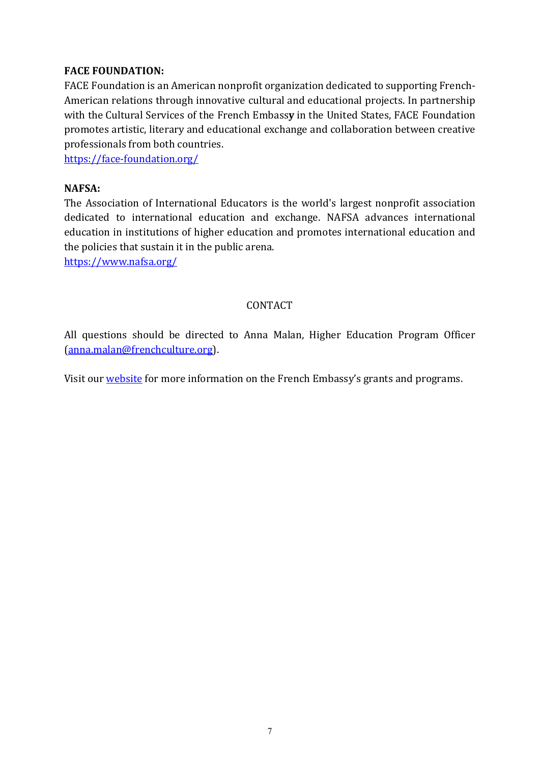**FACE FOUNDATION:**
FACE Foundation is an American nonprofit organization dedicated to supporting French-American relations through innovative cultural and educational projects. In partnership with the Cultural Services of the French Embassy in the United States, FACE Foundation promotes artistic, literary and educational exchange and collaboration between creative professionals from both countries.
https://face-foundation.org/

**NAFSA:**
The Association of International Educators is the world's largest nonprofit association dedicated to international education and exchange. NAFSA advances international education in institutions of higher education and promotes international education and the policies that sustain it in the public arena.
https://www.nafsa.org/

## CONTACT

All questions should be directed to Anna Malan, Higher Education Program Officer (anna.malan@frenchculture.org).

Visit our website for more information on the French Embassy's grants and programs.